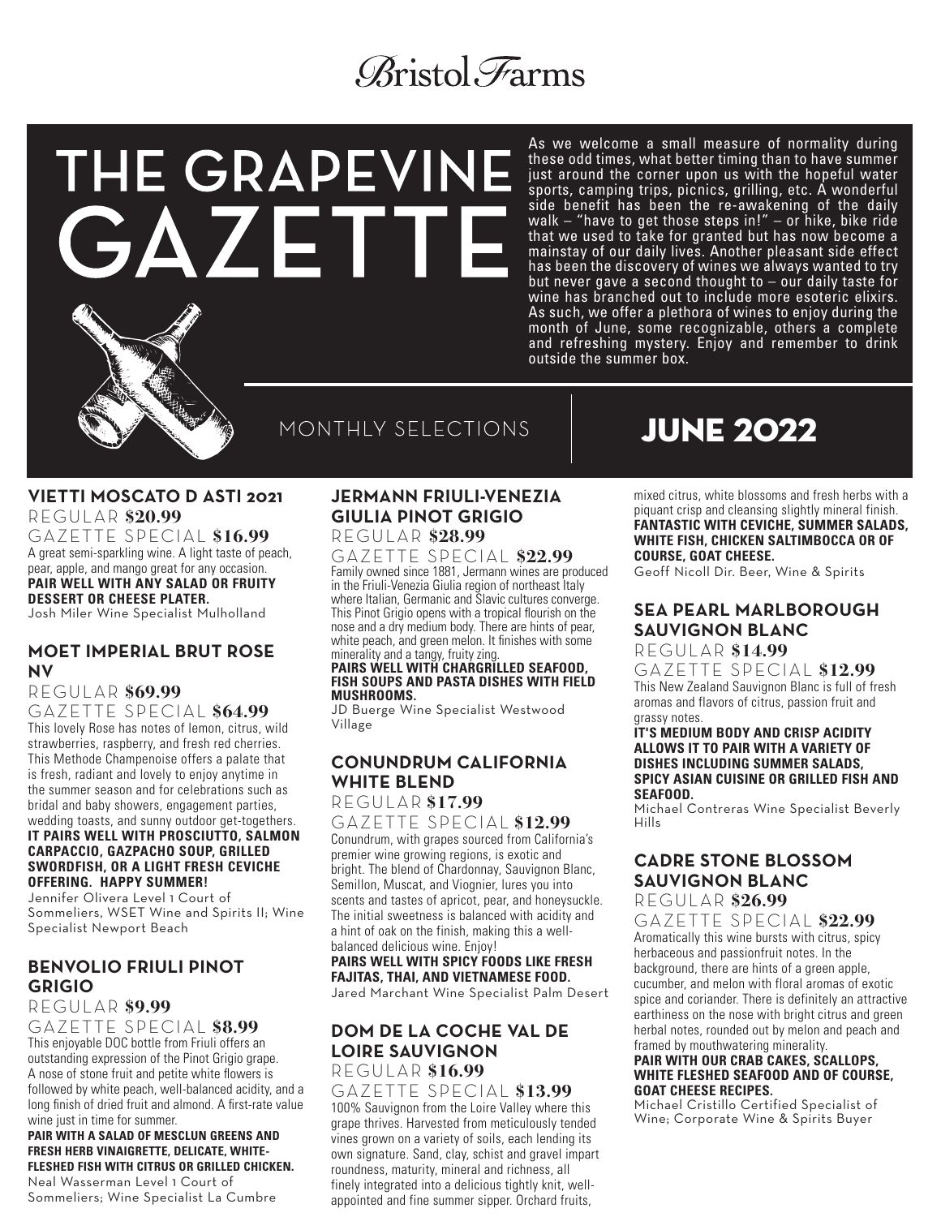# Bristol Farms

# THE GRAPEVINE GAZETTE

As we welcome a small measure of normality during these odd times, what better timing than to have summer just around the corner upon us with the hopeful water sports, camping trips, picnics, grilling, etc. A wonderful side benefit has been the re-awakening of the daily walk – "have to get those steps in!" – or hike, bike ride that we used to take for granted but has now become a mainstay of our daily lives. Another pleasant side effect has been the discovery of wines we always wanted to try but never gave a second thought to – our daily taste for wine has branched out to include more esoteric elixirs. As such, we offer a plethora of wines to enjoy during the month of June, some recognizable, others a complete and refreshing mystery. Enjoy and remember to drink outside the summer box.

MONTHLY SELECTIONS

## JUNE 2022

### VIETTI MOSCATO D ASTI 2021

REGULAR **$20.99**
GAZETTE SPECIAL **$16.99**

A great semi-sparkling wine. A light taste of peach, pear, apple, and mango great for any occasion.

**PAIR WELL WITH ANY SALAD OR FRUITY DESSERT OR CHEESE PLATER.**

Josh Miler Wine Specialist Mulholland

### MOET IMPERIAL BRUT ROSE NV

REGULAR **$69.99**
GAZETTE SPECIAL **$64.99**

This lovely Rose has notes of lemon, citrus, wild strawberries, raspberry, and fresh red cherries. This Methode Champenoise offers a palate that is fresh, radiant and lovely to enjoy anytime in the summer season and for celebrations such as bridal and baby showers, engagement parties, wedding toasts, and sunny outdoor get-togethers.

**IT PAIRS WELL WITH PROSCIUTTO, SALMON CARPACCIO, GAZPACHO SOUP, GRILLED SWORDFISH, OR A LIGHT FRESH CEVICHE OFFERING. HAPPY SUMMER!**

Jennifer Olivera Level 1 Court of Sommeliers, WSET Wine and Spirits II; Wine Specialist Newport Beach

### BENVOLIO FRIULI PINOT GRIGIO

REGULAR **$9.99**
GAZETTE SPECIAL **$8.99**

This enjoyable DOC bottle from Friuli offers an outstanding expression of the Pinot Grigio grape. A nose of stone fruit and petite white flowers is followed by white peach, well-balanced acidity, and a long finish of dried fruit and almond. A first-rate value wine just in time for summer.

**PAIR WITH A SALAD OF MESCLUN GREENS AND FRESH HERB VINAIGRETTE, DELICATE, WHITE-FLESHED FISH WITH CITRUS OR GRILLED CHICKEN.**

Neal Wasserman Level 1 Court of Sommeliers; Wine Specialist La Cumbre

### JERMANN FRIULI-VENEZIA GIULIA PINOT GRIGIO

REGULAR **$28.99**
GAZETTE SPECIAL **$22.99**

Family owned since 1881, Jermann wines are produced in the Friuli-Venezia Giulia region of northeast Italy where Italian, Germanic and Slavic cultures converge. This Pinot Grigio opens with a tropical flourish on the nose and a dry medium body. There are hints of pear, white peach, and green melon. It finishes with some minerality and a tangy, fruity zing.

**PAIRS WELL WITH CHARGRILLED SEAFOOD, FISH SOUPS AND PASTA DISHES WITH FIELD MUSHROOMS.**

JD Buerge Wine Specialist Westwood Village

### CONUNDRUM CALIFORNIA WHITE BLEND

REGULAR **$17.99**
GAZETTE SPECIAL **$12.99**

Conundrum, with grapes sourced from California's premier wine growing regions, is exotic and bright. The blend of Chardonnay, Sauvignon Blanc, Semillon, Muscat, and Viognier, lures you into scents and tastes of apricot, pear, and honeysuckle. The initial sweetness is balanced with acidity and a hint of oak on the finish, making this a well-balanced delicious wine. Enjoy!

**PAIRS WELL WITH SPICY FOODS LIKE FRESH FAJITAS, THAI, AND VIETNAMESE FOOD.**

Jared Marchant Wine Specialist Palm Desert

### DOM DE LA COCHE VAL DE LOIRE SAUVIGNON

REGULAR **$16.99**
GAZETTE SPECIAL **$13.99**

100% Sauvignon from the Loire Valley where this grape thrives. Harvested from meticulously tended vines grown on a variety of soils, each lending its own signature. Sand, clay, schist and gravel impart roundness, maturity, mineral and richness, all finely integrated into a delicious tightly knit, well-appointed and fine summer sipper. Orchard fruits, mixed citrus, white blossoms and fresh herbs with a piquant crisp and cleansing slightly mineral finish.

**FANTASTIC WITH CEVICHE, SUMMER SALADS, WHITE FISH, CHICKEN SALTIMBOCCA OR OF COURSE, GOAT CHEESE.**

Geoff Nicoll Dir. Beer, Wine & Spirits

### SEA PEARL MARLBOROUGH SAUVIGNON BLANC

REGULAR **$14.99**
GAZETTE SPECIAL **$12.99**

This New Zealand Sauvignon Blanc is full of fresh aromas and flavors of citrus, passion fruit and grassy notes.

**IT'S MEDIUM BODY AND CRISP ACIDITY ALLOWS IT TO PAIR WITH A VARIETY OF DISHES INCLUDING SUMMER SALADS, SPICY ASIAN CUISINE OR GRILLED FISH AND SEAFOOD.**

Michael Contreras Wine Specialist Beverly Hills

### CADRE STONE BLOSSOM SAUVIGNON BLANC

REGULAR **$26.99**
GAZETTE SPECIAL **$22.99**

Aromatically this wine bursts with citrus, spicy herbaceous and passionfruit notes. In the background, there are hints of a green apple, cucumber, and melon with floral aromas of exotic spice and coriander. There is definitely an attractive earthiness on the nose with bright citrus and green herbal notes, rounded out by melon and peach and framed by mouthwatering minerality.

**PAIR WITH OUR CRAB CAKES, SCALLOPS, WHITE FLESHED SEAFOOD AND OF COURSE, GOAT CHEESE RECIPES.**

Michael Cristillo Certified Specialist of Wine; Corporate Wine & Spirits Buyer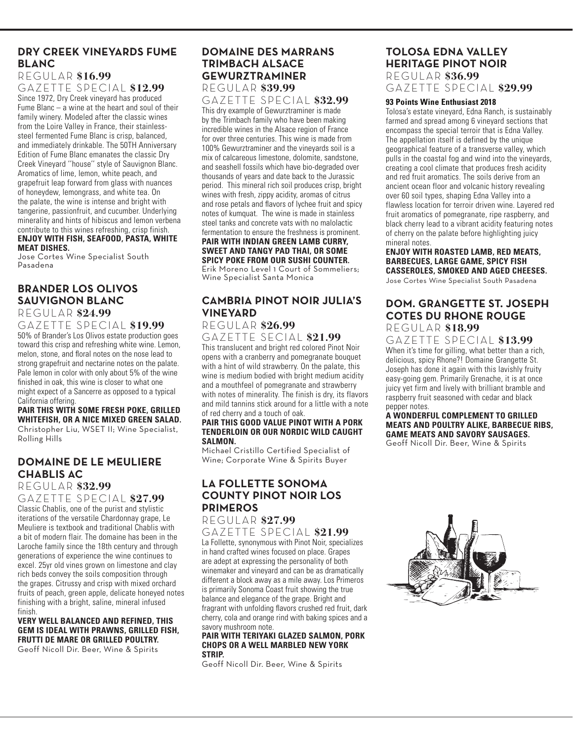## DRY CREEK VINEYARDS FUME BLANC

REGULAR **$16.99**

GAZETTE SPECIAL **$12.99**

Since 1972, Dry Creek vineyard has produced Fume Blanc – a wine at the heart and soul of their family winery. Modeled after the classic wines from the Loire Valley in France, their stainless-steel fermented Fume Blanc is crisp, balanced, and immediately drinkable. The 50TH Anniversary Edition of Fume Blanc emanates the classic Dry Creek Vineyard "house" style of Sauvignon Blanc. Aromatics of lime, lemon, white peach, and grapefruit leap forward from glass with nuances of honeydew, lemongrass, and white tea. On the palate, the wine is intense and bright with tangerine, passionfruit, and cucumber. Underlying minerality and hints of hibiscus and lemon verbena contribute to this wines refreshing, crisp finish.

**ENJOY WITH FISH, SEAFOOD, PASTA, WHITE MEAT DISHES.**

Jose Cortes Wine Specialist South Pasadena

## BRANDER LOS OLIVOS SAUVIGNON BLANC

REGULAR **$24.99**

GAZETTE SPECIAL **$19.99**

50% of Brander's Los Olivos estate production goes toward this crisp and refreshing white wine. Lemon, melon, stone, and floral notes on the nose lead to strong grapefruit and nectarine notes on the palate. Pale lemon in color with only about 5% of the wine finished in oak, this wine is closer to what one might expect of a Sancerre as opposed to a typical California offering.

**PAIR THIS WITH SOME FRESH POKE, GRILLED WHITEFISH, OR A NICE MIXED GREEN SALAD.**

Christopher Liu, WSET II; Wine Specialist, Rolling Hills

## DOMAINE DE LE MEULIERE CHABLIS AC

REGULAR **$32.99**

GAZETTE SPECIAL **$27.99**

Classic Chablis, one of the purist and stylistic iterations of the versatile Chardonnay grape, Le Meuliere is textbook and traditional Chablis with a bit of modern flair. The domaine has been in the Laroche family since the 18th century and through generations of experience the wine continues to excel. 25yr old vines grown on limestone and clay rich beds convey the soils composition through the grapes. Citrussy and crisp with mixed orchard fruits of peach, green apple, delicate honeyed notes finishing with a bright, saline, mineral infused finish.

**VERY WELL BALANCED AND REFINED, THIS GEM IS IDEAL WITH PRAWNS, GRILLED FISH, FRUTTI DE MARE OR GRILLED POULTRY.**

Geoff Nicoll Dir. Beer, Wine & Spirits

## DOMAINE DES MARRANS TRIMBACH ALSACE GEWURZTRAMINER

REGULAR **$39.99**

GAZETTE SPECIAL **$32.99**

This dry example of Gewurztraminer is made by the Trimbach family who have been making incredible wines in the Alsace region of France for over three centuries. This wine is made from 100% Gewurztraminer and the vineyards soil is a mix of calcareous limestone, dolomite, sandstone, and seashell fossils which have bio-degraded over thousands of years and date back to the Jurassic period. This mineral rich soil produces crisp, bright wines with fresh, zippy acidity, aromas of citrus and rose petals and flavors of lychee fruit and spicy notes of kumquat. The wine is made in stainless steel tanks and concrete vats with no malolactic fermentation to ensure the freshness is prominent.

**PAIR WITH INDIAN GREEN LAMB CURRY, SWEET AND TANGY PAD THAI, OR SOME SPICY POKE FROM OUR SUSHI COUNTER.**

Erik Moreno Level 1 Court of Sommeliers; Wine Specialist Santa Monica

## CAMBRIA PINOT NOIR JULIA'S VINEYARD

REGULAR **$26.99**

GAZETTE SECIAL **$21.99**

This translucent and bright red colored Pinot Noir opens with a cranberry and pomegranate bouquet with a hint of wild strawberry. On the palate, this wine is medium bodied with bright medium acidity and a mouthfeel of pomegranate and strawberry with notes of minerality. The finish is dry, its flavors and mild tannins stick around for a little with a note of red cherry and a touch of oak.

**PAIR THIS GOOD VALUE PINOT WITH A PORK TENDERLOIN OR OUR NORDIC WILD CAUGHT SALMON.**

Michael Cristillo Certified Specialist of Wine; Corporate Wine & Spirits Buyer

## LA FOLLETTE SONOMA COUNTY PINOT NOIR LOS PRIMEROS

REGULAR **$27.99**

GAZETTE SPECIAL **$21.99**

La Follette, synonymous with Pinot Noir, specializes in hand crafted wines focused on place. Grapes are adept at expressing the personality of both winemaker and vineyard and can be as dramatically different a block away as a mile away. Los Primeros is primarily Sonoma Coast fruit showing the true balance and elegance of the grape. Bright and fragrant with unfolding flavors crushed red fruit, dark cherry, cola and orange rind with baking spices and a savory mushroom note.

**PAIR WITH TERIYAKI GLAZED SALMON, PORK CHOPS OR A WELL MARBLED NEW YORK STRIP.**

Geoff Nicoll Dir. Beer, Wine & Spirits

## TOLOSA EDNA VALLEY HERITAGE PINOT NOIR

REGULAR **$36.99**

GAZETTE SPECIAL **$29.99**

**93 Points Wine Enthusiast 2018**

Tolosa's estate vineyard, Edna Ranch, is sustainably farmed and spread among 6 vineyard sections that encompass the special terroir that is Edna Valley. The appellation itself is defined by the unique geographical feature of a transverse valley, which pulls in the coastal fog and wind into the vineyards, creating a cool climate that produces fresh acidity and red fruit aromatics. The soils derive from an ancient ocean floor and volcanic history revealing over 60 soil types, shaping Edna Valley into a flawless location for terroir driven wine. Layered red fruit aromatics of pomegranate, ripe raspberry, and black cherry lead to a vibrant acidity featuring notes of cherry on the palate before highlighting juicy mineral notes.

**ENJOY WITH ROASTED LAMB, RED MEATS, BARBECUES, LARGE GAME, SPICY FISH CASSEROLES, SMOKED AND AGED CHEESES.**

Jose Cortes Wine Specialist South Pasadena

## DOM. GRANGETTE ST. JOSEPH COTES DU RHONE ROUGE

REGULAR **$18.99**

GAZETTE SPECIAL **$13.99**

When it's time for gilling, what better than a rich, delicious, spicy Rhone?! Domaine Grangette St. Joseph has done it again with this lavishly fruity easy-going gem. Primarily Grenache, it is at once juicy yet firm and lively with brilliant bramble and raspberry fruit seasoned with cedar and black pepper notes.

**A WONDERFUL COMPLEMENT TO GRILLED MEATS AND POULTRY ALIKE, BARBECUE RIBS, GAME MEATS AND SAVORY SAUSAGES.**

Geoff Nicoll Dir. Beer, Wine & Spirits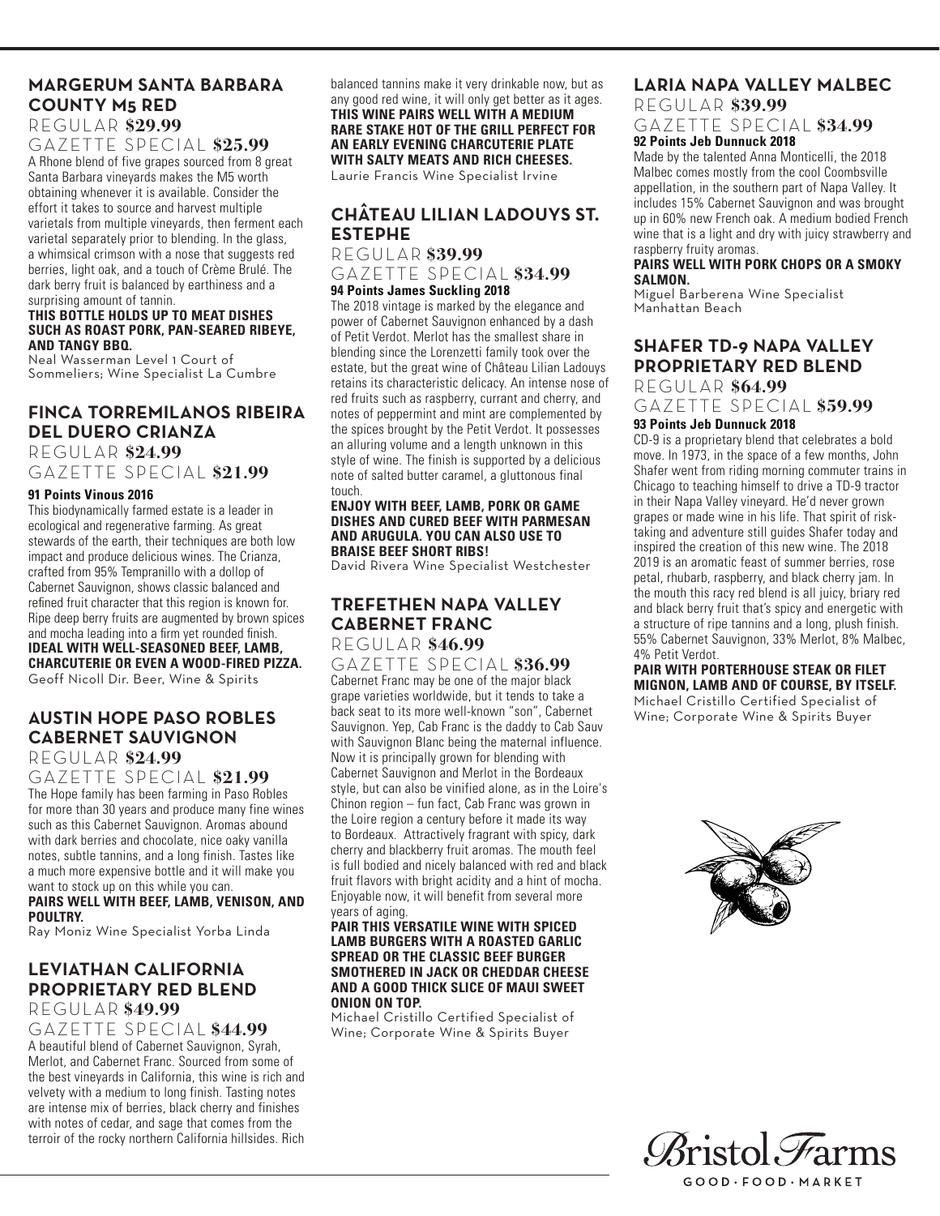## MARGERUM SANTA BARBARA COUNTY M5 RED

REGULAR **$29.99**

GAZETTE SPECIAL **$25.99**

A Rhone blend of five grapes sourced from 8 great Santa Barbara vineyards makes the M5 worth obtaining whenever it is available. Consider the effort it takes to source and harvest multiple varietals from multiple vineyards, then ferment each varietal separately prior to blending. In the glass, a whimsical crimson with a nose that suggests red berries, light oak, and a touch of Crème Brulé. The dark berry fruit is balanced by earthiness and a surprising amount of tannin.

**THIS BOTTLE HOLDS UP TO MEAT DISHES SUCH AS ROAST PORK, PAN-SEARED RIBEYE, AND TANGY BBQ.**

Neal Wasserman Level 1 Court of Sommeliers; Wine Specialist La Cumbre

## FINCA TORREMILANOS RIBEIRA DEL DUERO CRIANZA

REGULAR **$24.99**

GAZETTE SPECIAL **$21.99**

**91 Points Vinous 2016**

This biodynamically farmed estate is a leader in ecological and regenerative farming. As great stewards of the earth, their techniques are both low impact and produce delicious wines. The Crianza, crafted from 95% Tempranillo with a dollop of Cabernet Sauvignon, shows classic balanced and refined fruit character that this region is known for. Ripe deep berry fruits are augmented by brown spices and mocha leading into a firm yet rounded finish.

**IDEAL WITH WELL-SEASONED BEEF, LAMB, CHARCUTERIE OR EVEN A WOOD-FIRED PIZZA.**

Geoff Nicoll Dir. Beer, Wine & Spirits

## AUSTIN HOPE PASO ROBLES CABERNET SAUVIGNON

REGULAR **$24.99**

GAZETTE SPECIAL **$21.99**

The Hope family has been farming in Paso Robles for more than 30 years and produce many fine wines such as this Cabernet Sauvignon. Aromas abound with dark berries and chocolate, nice oaky vanilla notes, subtle tannins, and a long finish. Tastes like a much more expensive bottle and it will make you want to stock up on this while you can.

**PAIRS WELL WITH BEEF, LAMB, VENISON, AND POULTRY.**

Ray Moniz Wine Specialist Yorba Linda

## LEVIATHAN CALIFORNIA PROPRIETARY RED BLEND

REGULAR **$49.99**

GAZETTE SPECIAL **$44.99**

A beautiful blend of Cabernet Sauvignon, Syrah, Merlot, and Cabernet Franc. Sourced from some of the best vineyards in California, this wine is rich and velvety with a medium to long finish. Tasting notes are intense mix of berries, black cherry and finishes with notes of cedar, and sage that comes from the terroir of the rocky northern California hillsides. Rich balanced tannins make it very drinkable now, but as any good red wine, it will only get better as it ages.

**THIS WINE PAIRS WELL WITH A MEDIUM RARE STAKE HOT OF THE GRILL PERFECT FOR AN EARLY EVENING CHARCUTERIE PLATE WITH SALTY MEATS AND RICH CHEESES.**

Laurie Francis Wine Specialist Irvine

## CHÂTEAU LILIAN LADOUYS ST. ESTEPHE

REGULAR **$39.99**

GAZETTE SPECIAL **$34.99**

**94 Points James Suckling 2018**

The 2018 vintage is marked by the elegance and power of Cabernet Sauvignon enhanced by a dash of Petit Verdot. Merlot has the smallest share in blending since the Lorenzetti family took over the estate, but the great wine of Château Lilian Ladouys retains its characteristic delicacy. An intense nose of red fruits such as raspberry, currant and cherry, and notes of peppermint and mint are complemented by the spices brought by the Petit Verdot. It possesses an alluring volume and a length unknown in this style of wine. The finish is supported by a delicious note of salted butter caramel, a gluttonous final touch.

**ENJOY WITH BEEF, LAMB, PORK OR GAME DISHES AND CURED BEEF WITH PARMESAN AND ARUGULA. YOU CAN ALSO USE TO BRAISE BEEF SHORT RIBS!**

David Rivera Wine Specialist Westchester

## TREFETHEN NAPA VALLEY CABERNET FRANC

REGULAR **$46.99**

GAZETTE SPECIAL **$36.99**

Cabernet Franc may be one of the major black grape varieties worldwide, but it tends to take a back seat to its more well-known "son", Cabernet Sauvignon. Yep, Cab Franc is the daddy to Cab Sauv with Sauvignon Blanc being the maternal influence. Now it is principally grown for blending with Cabernet Sauvignon and Merlot in the Bordeaux style, but can also be vinified alone, as in the Loire's Chinon region – fun fact, Cab Franc was grown in the Loire region a century before it made its way to Bordeaux. Attractively fragrant with spicy, dark cherry and blackberry fruit aromas. The mouth feel is full bodied and nicely balanced with red and black fruit flavors with bright acidity and a hint of mocha. Enjoyable now, it will benefit from several more years of aging.

**PAIR THIS VERSATILE WINE WITH SPICED LAMB BURGERS WITH A ROASTED GARLIC SPREAD OR THE CLASSIC BEEF BURGER SMOTHERED IN JACK OR CHEDDAR CHEESE AND A GOOD THICK SLICE OF MAUI SWEET ONION ON TOP.**

Michael Cristillo Certified Specialist of Wine; Corporate Wine & Spirits Buyer

## LARIA NAPA VALLEY MALBEC

REGULAR **$39.99**

GAZETTE SPECIAL **$34.99**

**92 Points Jeb Dunnuck 2018**

Made by the talented Anna Monticelli, the 2018 Malbec comes mostly from the cool Coombsville appellation, in the southern part of Napa Valley. It includes 15% Cabernet Sauvignon and was brought up in 60% new French oak. A medium bodied French wine that is a light and dry with juicy strawberry and raspberry fruity aromas.

**PAIRS WELL WITH PORK CHOPS OR A SMOKY SALMON.**

Miguel Barberena Wine Specialist Manhattan Beach

## SHAFER TD-9 NAPA VALLEY PROPRIETARY RED BLEND

REGULAR **$64.99**

GAZETTE SPECIAL **$59.99**

**93 Points Jeb Dunnuck 2018**

CD-9 is a proprietary blend that celebrates a bold move. In 1973, in the space of a few months, John Shafer went from riding morning commuter trains in Chicago to teaching himself to drive a TD-9 tractor in their Napa Valley vineyard. He'd never grown grapes or made wine in his life. That spirit of risk-taking and adventure still guides Shafer today and inspired the creation of this new wine. The 2018 2019 is an aromatic feast of summer berries, rose petal, rhubarb, raspberry, and black cherry jam. In the mouth this racy red blend is all juicy, briary red and black berry fruit that's spicy and energetic with a structure of ripe tannins and a long, plush finish. 55% Cabernet Sauvignon, 33% Merlot, 8% Malbec, 4% Petit Verdot.

**PAIR WITH PORTERHOUSE STEAK OR FILET MIGNON, LAMB AND OF COURSE, BY ITSELF.**

Michael Cristillo Certified Specialist of Wine; Corporate Wine & Spirits Buyer

Bristol Farms

GOOD · FOOD · MARKET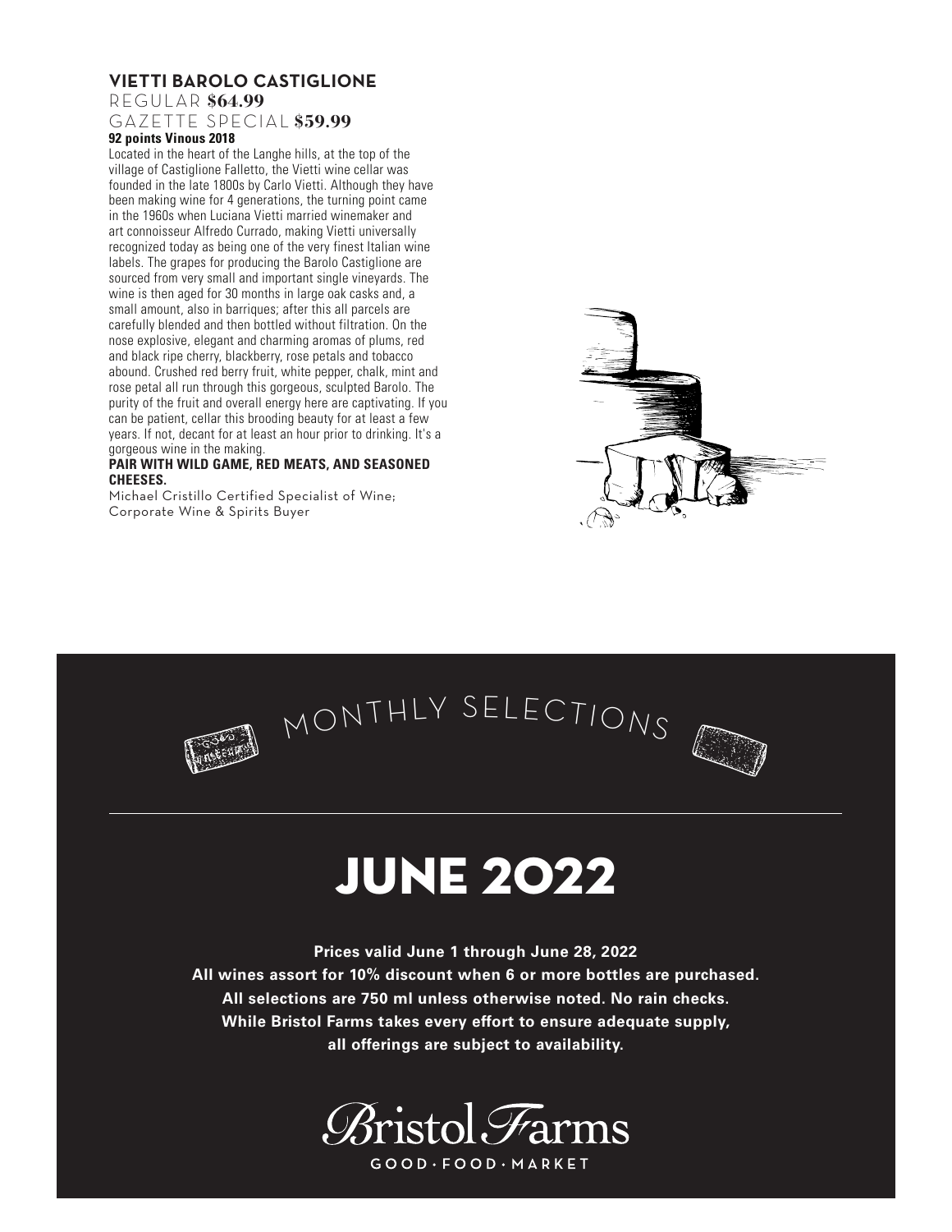### VIETTI BAROLO CASTIGLIONE

REGULAR **$64.99**

GAZETTE SPECIAL **$59.99**

**92 points Vinous 2018**

Located in the heart of the Langhe hills, at the top of the village of Castiglione Falletto, the Vietti wine cellar was founded in the late 1800s by Carlo Vietti. Although they have been making wine for 4 generations, the turning point came in the 1960s when Luciana Vietti married winemaker and art connoisseur Alfredo Currado, making Vietti universally recognized today as being one of the very finest Italian wine labels. The grapes for producing the Barolo Castiglione are sourced from very small and important single vineyards. The wine is then aged for 30 months in large oak casks and, a small amount, also in barriques; after this all parcels are carefully blended and then bottled without filtration. On the nose explosive, elegant and charming aromas of plums, red and black ripe cherry, blackberry, rose petals and tobacco abound. Crushed red berry fruit, white pepper, chalk, mint and rose petal all run through this gorgeous, sculpted Barolo. The purity of the fruit and overall energy here are captivating. If you can be patient, cellar this brooding beauty for at least a few years. If not, decant for at least an hour prior to drinking. It's a gorgeous wine in the making.

**PAIR WITH WILD GAME, RED MEATS, AND SEASONED CHEESES.**

Michael Cristillo Certified Specialist of Wine;
Corporate Wine & Spirits Buyer

MONTHLY SELECTIONS

# JUNE 2022

**Prices valid June 1 through June 28, 2022**
**All wines assort for 10% discount when 6 or more bottles are purchased.**
**All selections are 750 ml unless otherwise noted. No rain checks.**
**While Bristol Farms takes every effort to ensure adequate supply, all offerings are subject to availability.**

Bristol Farms
GOOD · FOOD · MARKET